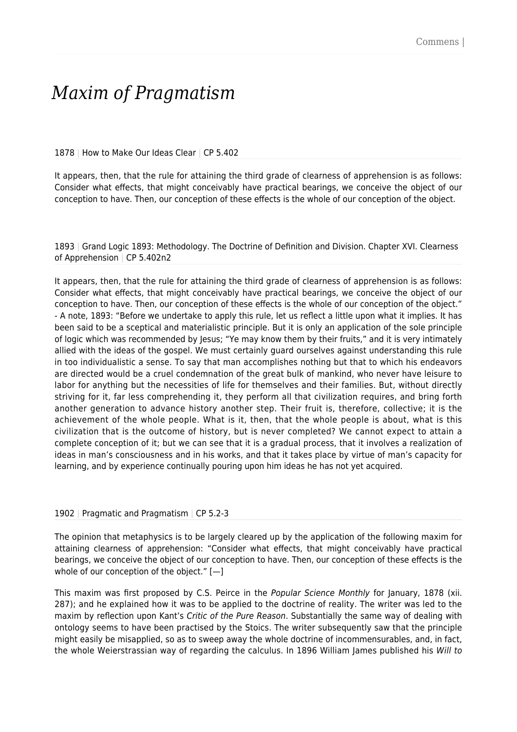# *Maxim of Pragmatism*

1878 | How to Make Our Ideas Clear | CP 5.402

It appears, then, that the rule for attaining the third grade of clearness of apprehension is as follows: Consider what effects, that might conceivably have practical bearings, we conceive the object of our conception to have. Then, our conception of these effects is the whole of our conception of the object.

1893 | Grand Logic 1893: Methodology. The Doctrine of Definition and Division. Chapter XVI. Clearness of Apprehension | CP 5.402n2

It appears, then, that the rule for attaining the third grade of clearness of apprehension is as follows: Consider what effects, that might conceivably have practical bearings, we conceive the object of our conception to have. Then, our conception of these effects is the whole of our conception of the object." - A note, 1893: "Before we undertake to apply this rule, let us reflect a little upon what it implies. It has been said to be a sceptical and materialistic principle. But it is only an application of the sole principle of logic which was recommended by Jesus; "Ye may know them by their fruits," and it is very intimately allied with the ideas of the gospel. We must certainly guard ourselves against understanding this rule in too individualistic a sense. To say that man accomplishes nothing but that to which his endeavors are directed would be a cruel condemnation of the great bulk of mankind, who never have leisure to labor for anything but the necessities of life for themselves and their families. But, without directly striving for it, far less comprehending it, they perform all that civilization requires, and bring forth another generation to advance history another step. Their fruit is, therefore, collective; it is the achievement of the whole people. What is it, then, that the whole people is about, what is this civilization that is the outcome of history, but is never completed? We cannot expect to attain a complete conception of it; but we can see that it is a gradual process, that it involves a realization of ideas in man's consciousness and in his works, and that it takes place by virtue of man's capacity for learning, and by experience continually pouring upon him ideas he has not yet acquired.

1902 | Pragmatic and Pragmatism | CP 5.2-3

The opinion that metaphysics is to be largely cleared up by the application of the following maxim for attaining clearness of apprehension: "Consider what effects, that might conceivably have practical bearings, we conceive the object of our conception to have. Then, our conception of these effects is the whole of our conception of the object." [—]

This maxim was first proposed by C.S. Peirce in the *Popular Science Monthly* for January, 1878 (xii. 287); and he explained how it was to be applied to the doctrine of reality. The writer was led to the maxim by reflection upon Kant's *Critic of the Pure Reason*. Substantially the same way of dealing with ontology seems to have been practised by the Stoics. The writer subsequently saw that the principle might easily be misapplied, so as to sweep away the whole doctrine of incommensurables, and, in fact, the whole Weierstrassian way of regarding the calculus. In 1896 William James published his *Will to*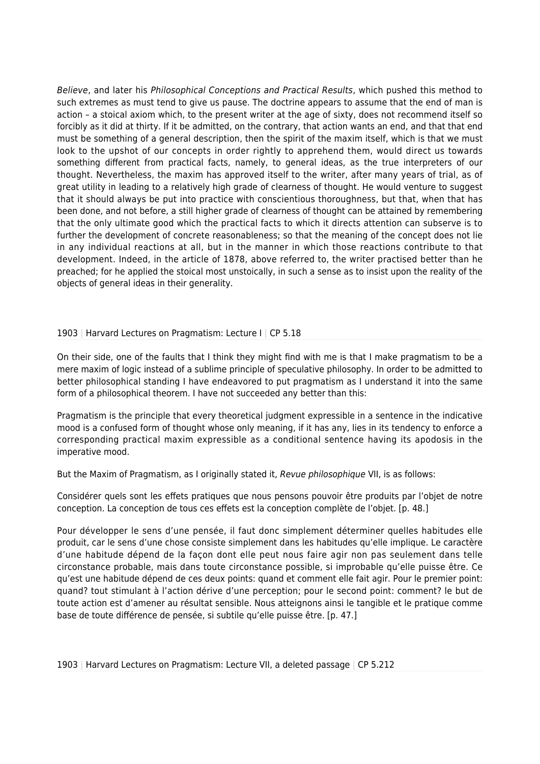*Believe*, and later his *Philosophical Conceptions and Practical Results*, which pushed this method to such extremes as must tend to give us pause. The doctrine appears to assume that the end of man is action – a stoical axiom which, to the present writer at the age of sixty, does not recommend itself so forcibly as it did at thirty. If it be admitted, on the contrary, that action wants an end, and that that end must be something of a general description, then the spirit of the maxim itself, which is that we must look to the upshot of our concepts in order rightly to apprehend them, would direct us towards something different from practical facts, namely, to general ideas, as the true interpreters of our thought. Nevertheless, the maxim has approved itself to the writer, after many years of trial, as of great utility in leading to a relatively high grade of clearness of thought. He would venture to suggest that it should always be put into practice with conscientious thoroughness, but that, when that has been done, and not before, a still higher grade of clearness of thought can be attained by remembering that the only ultimate good which the practical facts to which it directs attention can subserve is to further the development of concrete reasonableness; so that the meaning of the concept does not lie in any individual reactions at all, but in the manner in which those reactions contribute to that development. Indeed, in the article of 1878, above referred to, the writer practised better than he preached; for he applied the stoical most unstoically, in such a sense as to insist upon the reality of the objects of general ideas in their generality.

1903 | Harvard Lectures on Pragmatism: Lecture I | CP 5.18

On their side, one of the faults that I think they might find with me is that I make pragmatism to be a mere maxim of logic instead of a sublime principle of speculative philosophy. In order to be admitted to better philosophical standing I have endeavored to put pragmatism as I understand it into the same form of a philosophical theorem. I have not succeeded any better than this:

Pragmatism is the principle that every theoretical judgment expressible in a sentence in the indicative mood is a confused form of thought whose only meaning, if it has any, lies in its tendency to enforce a corresponding practical maxim expressible as a conditional sentence having its apodosis in the imperative mood.

But the Maxim of Pragmatism, as I originally stated it, *Revue philosophique* VII, is as follows:

Considérer quels sont les effets pratiques que nous pensons pouvoir être produits par l'objet de notre conception. La conception de tous ces effets est la conception complète de l'objet. [p. 48.]

Pour développer le sens d'une pensée, il faut donc simplement déterminer quelles habitudes elle produit, car le sens d'une chose consiste simplement dans les habitudes qu'elle implique. Le caractère d'une habitude dépend de la façon dont elle peut nous faire agir non pas seulement dans telle circonstance probable, mais dans toute circonstance possible, si improbable qu'elle puisse être. Ce qu'est une habitude dépend de ces deux points: quand et comment elle fait agir. Pour le premier point: quand? tout stimulant à l'action dérive d'une perception; pour le second point: comment? le but de toute action est d'amener au résultat sensible. Nous atteignons ainsi le tangible et le pratique comme base de toute différence de pensée, si subtile qu'elle puisse être. [p. 47.]

1903 | Harvard Lectures on Pragmatism: Lecture VII, a deleted passage | CP 5.212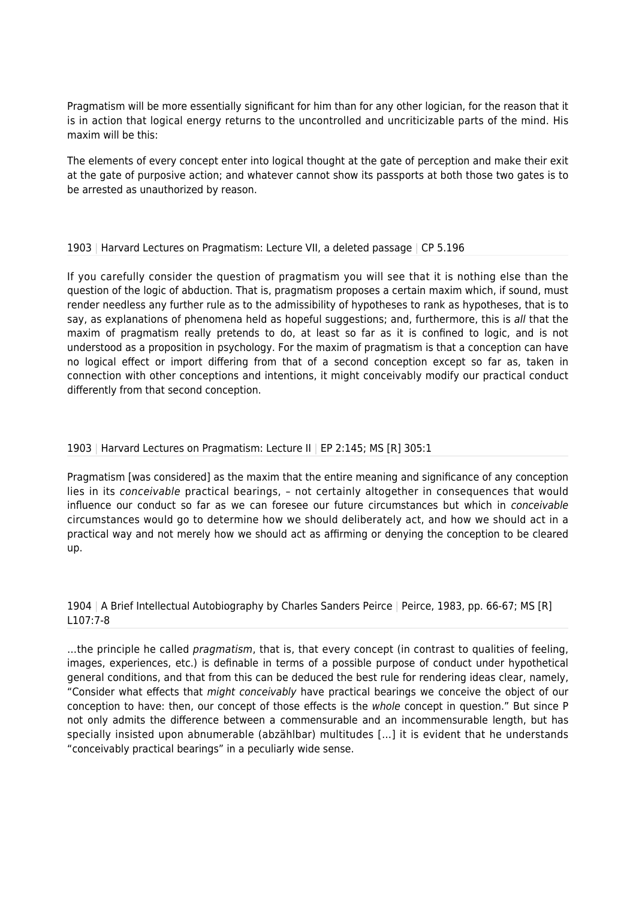Pragmatism will be more essentially significant for him than for any other logician, for the reason that it is in action that logical energy returns to the uncontrolled and uncriticizable parts of the mind. His maxim will be this:

The elements of every concept enter into logical thought at the gate of perception and make their exit at the gate of purposive action; and whatever cannot show its passports at both those two gates is to be arrested as unauthorized by reason.

1903 | Harvard Lectures on Pragmatism: Lecture VII, a deleted passage | CP 5.196

If you carefully consider the question of pragmatism you will see that it is nothing else than the question of the logic of abduction. That is, pragmatism proposes a certain maxim which, if sound, must render needless any further rule as to the admissibility of hypotheses to rank as hypotheses, that is to say, as explanations of phenomena held as hopeful suggestions; and, furthermore, this is *all* that the maxim of pragmatism really pretends to do, at least so far as it is confined to logic, and is not understood as a proposition in psychology. For the maxim of pragmatism is that a conception can have no logical effect or import differing from that of a second conception except so far as, taken in connection with other conceptions and intentions, it might conceivably modify our practical conduct differently from that second conception.

1903 | Harvard Lectures on Pragmatism: Lecture II | EP 2:145; MS [R] 305:1

Pragmatism [was considered] as the maxim that the entire meaning and significance of any conception lies in its *conceivable* practical bearings, – not certainly altogether in consequences that would influence our conduct so far as we can foresee our future circumstances but which in *conceivable* circumstances would go to determine how we should deliberately act, and how we should act in a practical way and not merely how we should act as affirming or denying the conception to be cleared up.

1904 | A Brief Intellectual Autobiography by Charles Sanders Peirce | Peirce, 1983, pp. 66-67; MS [R] L107:7-8

…the principle he called *pragmatism*, that is, that every concept (in contrast to qualities of feeling, images, experiences, etc.) is definable in terms of a possible purpose of conduct under hypothetical general conditions, and that from this can be deduced the best rule for rendering ideas clear, namely, "Consider what effects that *might conceivably* have practical bearings we conceive the object of our conception to have: then, our concept of those effects is the *whole* concept in question." But since P not only admits the difference between a commensurable and an incommensurable length, but has specially insisted upon abnumerable (abzählbar) multitudes […] it is evident that he understands "conceivably practical bearings" in a peculiarly wide sense.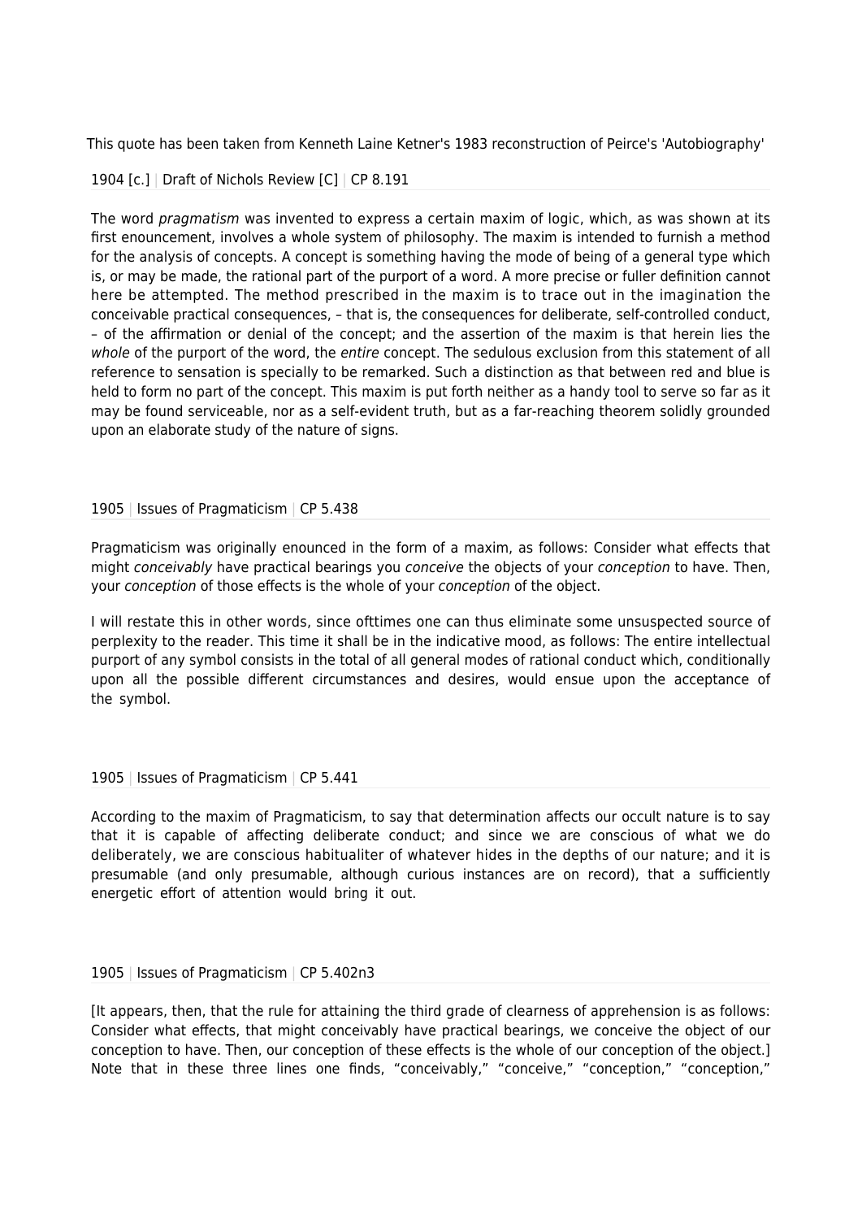This quote has been taken from Kenneth Laine Ketner's 1983 reconstruction of Peirce's 'Autobiography'

1904 [c.] | Draft of Nichols Review [C] | CP 8.191

The word *pragmatism* was invented to express a certain maxim of logic, which, as was shown at its first enouncement, involves a whole system of philosophy. The maxim is intended to furnish a method for the analysis of concepts. A concept is something having the mode of being of a general type which is, or may be made, the rational part of the purport of a word. A more precise or fuller definition cannot here be attempted. The method prescribed in the maxim is to trace out in the imagination the conceivable practical consequences, – that is, the consequences for deliberate, self-controlled conduct, – of the affirmation or denial of the concept; and the assertion of the maxim is that herein lies the *whole* of the purport of the word, the *entire* concept. The sedulous exclusion from this statement of all reference to sensation is specially to be remarked. Such a distinction as that between red and blue is held to form no part of the concept. This maxim is put forth neither as a handy tool to serve so far as it may be found serviceable, nor as a self-evident truth, but as a far-reaching theorem solidly grounded upon an elaborate study of the nature of signs.

1905 | Issues of Pragmaticism | CP 5.438

Pragmaticism was originally enounced in the form of a maxim, as follows: Consider what effects that might *conceivably* have practical bearings you *conceive* the objects of your *conception* to have. Then, your *conception* of those effects is the whole of your *conception* of the object.

I will restate this in other words, since ofttimes one can thus eliminate some unsuspected source of perplexity to the reader. This time it shall be in the indicative mood, as follows: The entire intellectual purport of any symbol consists in the total of all general modes of rational conduct which, conditionally upon all the possible different circumstances and desires, would ensue upon the acceptance of the symbol.

1905 | Issues of Pragmaticism | CP 5.441

According to the maxim of Pragmaticism, to say that determination affects our occult nature is to say that it is capable of affecting deliberate conduct; and since we are conscious of what we do deliberately, we are conscious habitualiter of whatever hides in the depths of our nature; and it is presumable (and only presumable, although curious instances are on record), that a sufficiently energetic effort of attention would bring it out.

1905 | Issues of Pragmaticism | CP 5.402n3

[It appears, then, that the rule for attaining the third grade of clearness of apprehension is as follows: Consider what effects, that might conceivably have practical bearings, we conceive the object of our conception to have. Then, our conception of these effects is the whole of our conception of the object.] Note that in these three lines one finds, "conceivably," "conceive," "conception," "conception,"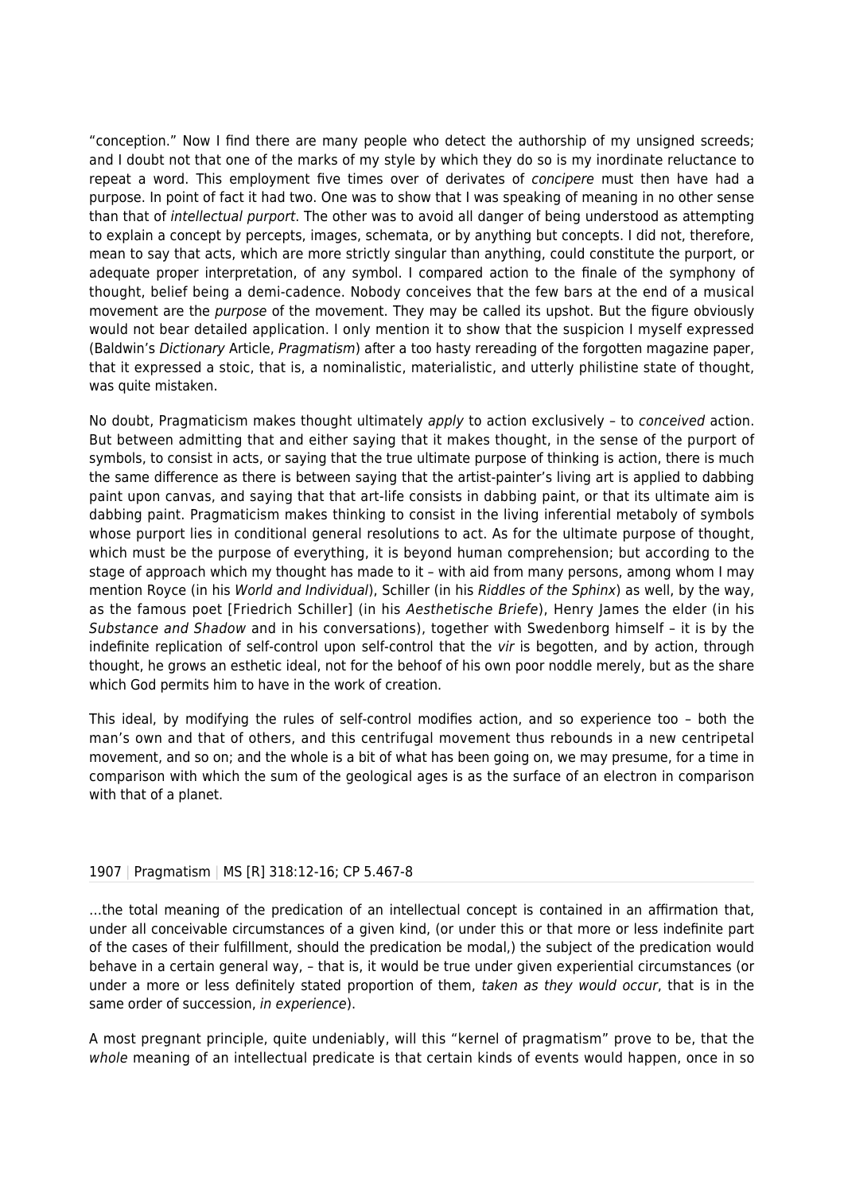“conception.” Now I find there are many people who detect the authorship of my unsigned screeds; and I doubt not that one of the marks of my style by which they do so is my inordinate reluctance to repeat a word. This employment five times over of derivates of *concipere* must then have had a purpose. In point of fact it had two. One was to show that I was speaking of meaning in no other sense than that of *intellectual purport*. The other was to avoid all danger of being understood as attempting to explain a concept by percepts, images, schemata, or by anything but concepts. I did not, therefore, mean to say that acts, which are more strictly singular than anything, could constitute the purport, or adequate proper interpretation, of any symbol. I compared action to the finale of the symphony of thought, belief being a demi-cadence. Nobody conceives that the few bars at the end of a musical movement are the *purpose* of the movement. They may be called its upshot. But the figure obviously would not bear detailed application. I only mention it to show that the suspicion I myself expressed (Baldwin’s *Dictionary* Article, *Pragmatism*) after a too hasty rereading of the forgotten magazine paper, that it expressed a stoic, that is, a nominalistic, materialistic, and utterly philistine state of thought, was quite mistaken.

No doubt, Pragmaticism makes thought ultimately *apply* to action exclusively – to *conceived* action. But between admitting that and either saying that it makes thought, in the sense of the purport of symbols, to consist in acts, or saying that the true ultimate purpose of thinking is action, there is much the same difference as there is between saying that the artist-painter’s living art is applied to dabbing paint upon canvas, and saying that that art-life consists in dabbing paint, or that its ultimate aim is dabbing paint. Pragmaticism makes thinking to consist in the living inferential metaboly of symbols whose purport lies in conditional general resolutions to act. As for the ultimate purpose of thought, which must be the purpose of everything, it is beyond human comprehension; but according to the stage of approach which my thought has made to it – with aid from many persons, among whom I may mention Royce (in his *World and Individual*), Schiller (in his *Riddles of the Sphinx*) as well, by the way, as the famous poet [Friedrich Schiller] (in his *Aesthetische Briefe*), Henry James the elder (in his *Substance and Shadow* and in his conversations), together with Swedenborg himself – it is by the indefinite replication of self-control upon self-control that the *vir* is begotten, and by action, through thought, he grows an esthetic ideal, not for the behoof of his own poor noddle merely, but as the share which God permits him to have in the work of creation.

This ideal, by modifying the rules of self-control modifies action, and so experience too – both the man’s own and that of others, and this centrifugal movement thus rebounds in a new centripetal movement, and so on; and the whole is a bit of what has been going on, we may presume, for a time in comparison with which the sum of the geological ages is as the surface of an electron in comparison with that of a planet.

1907 | Pragmatism | MS [R] 318:12-16; CP 5.467-8

…the total meaning of the predication of an intellectual concept is contained in an affirmation that, under all conceivable circumstances of a given kind, (or under this or that more or less indefinite part of the cases of their fulfillment, should the predication be modal,) the subject of the predication would behave in a certain general way, – that is, it would be true under given experiential circumstances (or under a more or less definitely stated proportion of them, *taken as they would occur*, that is in the same order of succession, *in experience*).

A most pregnant principle, quite undeniably, will this “kernel of pragmatism” prove to be, that the *whole* meaning of an intellectual predicate is that certain kinds of events would happen, once in so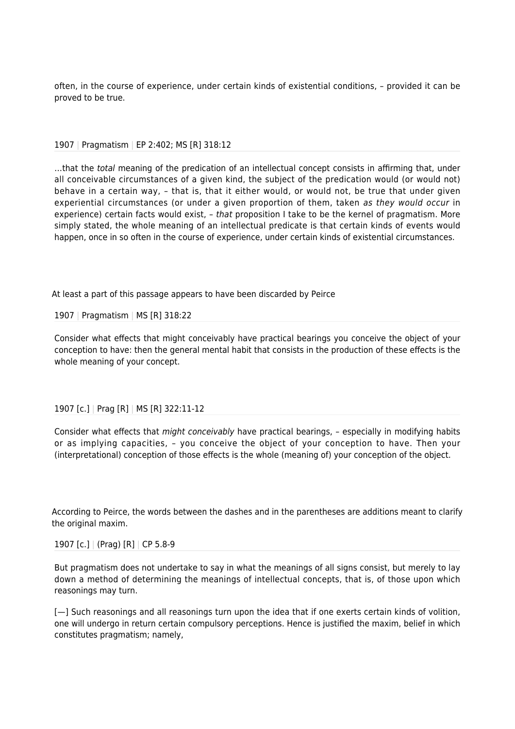often, in the course of experience, under certain kinds of existential conditions, – provided it can be proved to be true.

1907 | Pragmatism | EP 2:402; MS [R] 318:12

...that the *total* meaning of the predication of an intellectual concept consists in affirming that, under all conceivable circumstances of a given kind, the subject of the predication would (or would not) behave in a certain way, – that is, that it either would, or would not, be true that under given experiential circumstances (or under a given proportion of them, taken *as they would occur* in experience) certain facts would exist, – *that* proposition I take to be the kernel of pragmatism. More simply stated, the whole meaning of an intellectual predicate is that certain kinds of events would happen, once in so often in the course of experience, under certain kinds of existential circumstances.

At least a part of this passage appears to have been discarded by Peirce

1907 | Pragmatism | MS [R] 318:22

Consider what effects that might conceivably have practical bearings you conceive the object of your conception to have: then the general mental habit that consists in the production of these effects is the whole meaning of your concept.

1907 [c.] | Prag [R] | MS [R] 322:11-12

Consider what effects that *might conceivably* have practical bearings, – especially in modifying habits or as implying capacities, – you conceive the object of your conception to have. Then your (interpretational) conception of those effects is the whole (meaning of) your conception of the object.

According to Peirce, the words between the dashes and in the parentheses are additions meant to clarify the original maxim.

1907 [c.] | (Prag) [R] | CP 5.8-9

But pragmatism does not undertake to say in what the meanings of all signs consist, but merely to lay down a method of determining the meanings of intellectual concepts, that is, of those upon which reasonings may turn.

[—] Such reasonings and all reasonings turn upon the idea that if one exerts certain kinds of volition, one will undergo in return certain compulsory perceptions. Hence is justified the maxim, belief in which constitutes pragmatism; namely,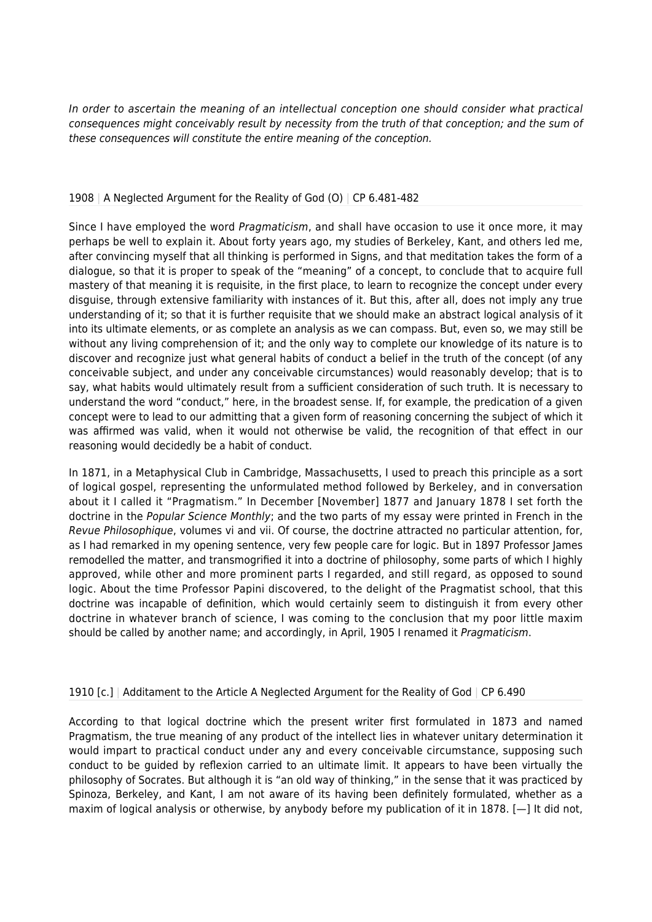*In order to ascertain the meaning of an intellectual conception one should consider what practical consequences might conceivably result by necessity from the truth of that conception; and the sum of these consequences will constitute the entire meaning of the conception.*

1908 | A Neglected Argument for the Reality of God (O) | CP 6.481-482

Since I have employed the word *Pragmaticism*, and shall have occasion to use it once more, it may perhaps be well to explain it. About forty years ago, my studies of Berkeley, Kant, and others led me, after convincing myself that all thinking is performed in Signs, and that meditation takes the form of a dialogue, so that it is proper to speak of the "meaning" of a concept, to conclude that to acquire full mastery of that meaning it is requisite, in the first place, to learn to recognize the concept under every disguise, through extensive familiarity with instances of it. But this, after all, does not imply any true understanding of it; so that it is further requisite that we should make an abstract logical analysis of it into its ultimate elements, or as complete an analysis as we can compass. But, even so, we may still be without any living comprehension of it; and the only way to complete our knowledge of its nature is to discover and recognize just what general habits of conduct a belief in the truth of the concept (of any conceivable subject, and under any conceivable circumstances) would reasonably develop; that is to say, what habits would ultimately result from a sufficient consideration of such truth. It is necessary to understand the word "conduct," here, in the broadest sense. If, for example, the predication of a given concept were to lead to our admitting that a given form of reasoning concerning the subject of which it was affirmed was valid, when it would not otherwise be valid, the recognition of that effect in our reasoning would decidedly be a habit of conduct.

In 1871, in a Metaphysical Club in Cambridge, Massachusetts, I used to preach this principle as a sort of logical gospel, representing the unformulated method followed by Berkeley, and in conversation about it I called it "Pragmatism." In December [November] 1877 and January 1878 I set forth the doctrine in the *Popular Science Monthly*; and the two parts of my essay were printed in French in the *Revue Philosophique*, volumes vi and vii. Of course, the doctrine attracted no particular attention, for, as I had remarked in my opening sentence, very few people care for logic. But in 1897 Professor James remodelled the matter, and transmogrified it into a doctrine of philosophy, some parts of which I highly approved, while other and more prominent parts I regarded, and still regard, as opposed to sound logic. About the time Professor Papini discovered, to the delight of the Pragmatist school, that this doctrine was incapable of definition, which would certainly seem to distinguish it from every other doctrine in whatever branch of science, I was coming to the conclusion that my poor little maxim should be called by another name; and accordingly, in April, 1905 I renamed it *Pragmaticism*.

1910 [c.] | Additament to the Article A Neglected Argument for the Reality of God | CP 6.490

According to that logical doctrine which the present writer first formulated in 1873 and named Pragmatism, the true meaning of any product of the intellect lies in whatever unitary determination it would impart to practical conduct under any and every conceivable circumstance, supposing such conduct to be guided by reflexion carried to an ultimate limit. It appears to have been virtually the philosophy of Socrates. But although it is "an old way of thinking," in the sense that it was practiced by Spinoza, Berkeley, and Kant, I am not aware of its having been definitely formulated, whether as a maxim of logical analysis or otherwise, by anybody before my publication of it in 1878. [—] It did not,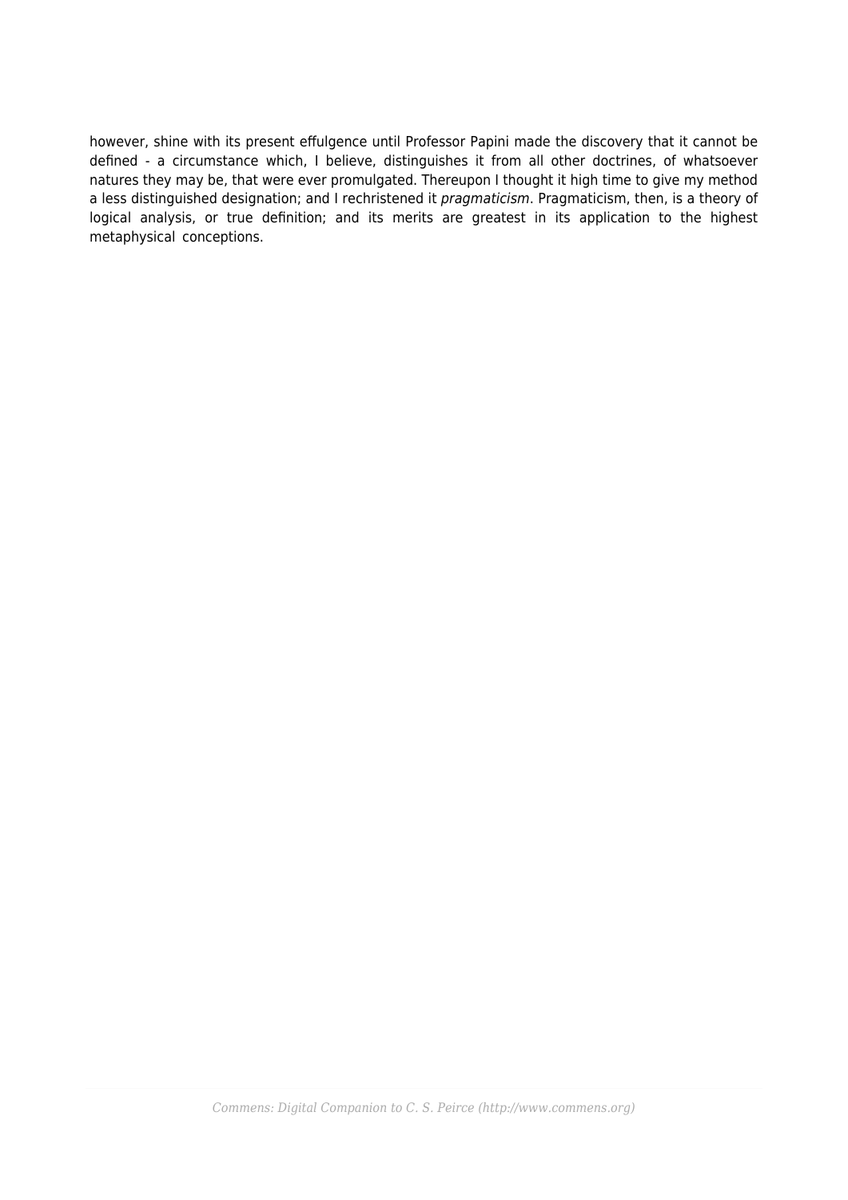however, shine with its present effulgence until Professor Papini made the discovery that it cannot be defined - a circumstance which, I believe, distinguishes it from all other doctrines, of whatsoever natures they may be, that were ever promulgated. Thereupon I thought it high time to give my method a less distinguished designation; and I rechristened it *pragmaticism*. Pragmaticism, then, is a theory of logical analysis, or true definition; and its merits are greatest in its application to the highest metaphysical conceptions.